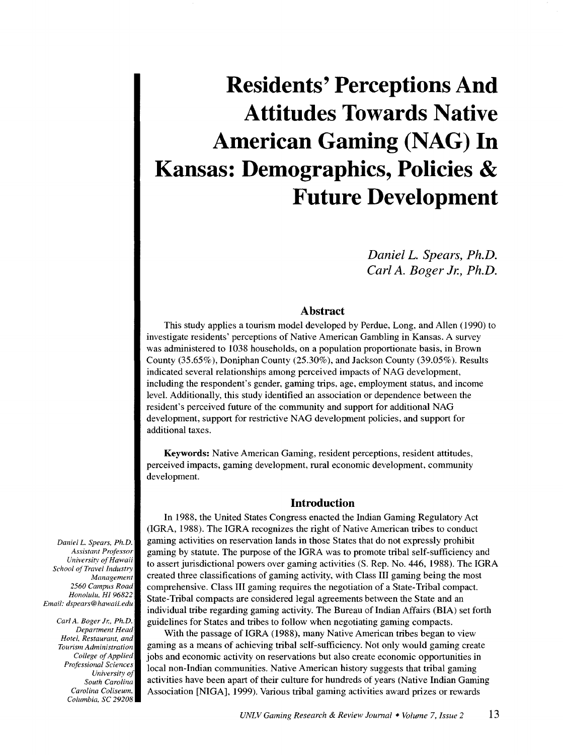# Residents' Perceptions And Attitudes Towards Native American Gaming (NAG) In Kansas: Demographics, Policies & Future Development

*Daniel L. Spears, Ph.D.*
*Carl A. Boger Jr., Ph.D.*

## Abstract

This study applies a tourism model developed by Perdue, Long, and Allen (1990) to investigate residents' perceptions of Native American Gambling in Kansas. A survey was administered to 1038 households, on a population proportionate basis, in Brown County (35.65%), Doniphan County (25.30%), and Jackson County (39.05%). Results indicated several relationships among perceived impacts of NAG development, including the respondent's gender, gaming trips, age, employment status, and income level. Additionally, this study identified an association or dependence between the resident's perceived future of the community and support for additional NAG development, support for restrictive NAG development policies, and support for additional taxes.

**Keywords:** Native American Gaming, resident perceptions, resident attitudes, perceived impacts, gaming development, rural economic development, community development.

*Daniel L. Spears, Ph.D.*
*Assistant Professor*
*University of Hawaii*
*School of Travel Industry Management*
*2560 Campus Road*
*Honolulu, HI 96822*
*Email: dspears@hawaii.edu*

*Carl A. Boger Jr., Ph.D.*
*Department Head*
*Hotel, Restaurant, and Tourism Administration*
*College of Applied Professional Sciences*
*University of South Carolina*
*Carolina Coliseum,*
*Columbia, SC 29208*

## Introduction

In 1988, the United States Congress enacted the Indian Gaming Regulatory Act (IGRA, 1988). The IGRA recognizes the right of Native American tribes to conduct gaming activities on reservation lands in those States that do not expressly prohibit gaming by statute. The purpose of the IGRA was to promote tribal self-sufficiency and to assert jurisdictional powers over gaming activities (S. Rep. No. 446, 1988). The IGRA created three classifications of gaming activity, with Class III gaming being the most comprehensive. Class III gaming requires the negotiation of a State-Tribal compact. State-Tribal compacts are considered legal agreements between the State and an individual tribe regarding gaming activity. The Bureau of Indian Affairs (BIA) set forth guidelines for States and tribes to follow when negotiating gaming compacts.

With the passage of IGRA (1988), many Native American tribes began to view gaming as a means of achieving tribal self-sufficiency. Not only would gaming create jobs and economic activity on reservations but also create economic opportunities in local non-Indian communities. Native American history suggests that tribal gaming activities have been apart of their culture for hundreds of years (Native Indian Gaming Association [NIGA], 1999). Various tribal gaming activities award prizes or rewards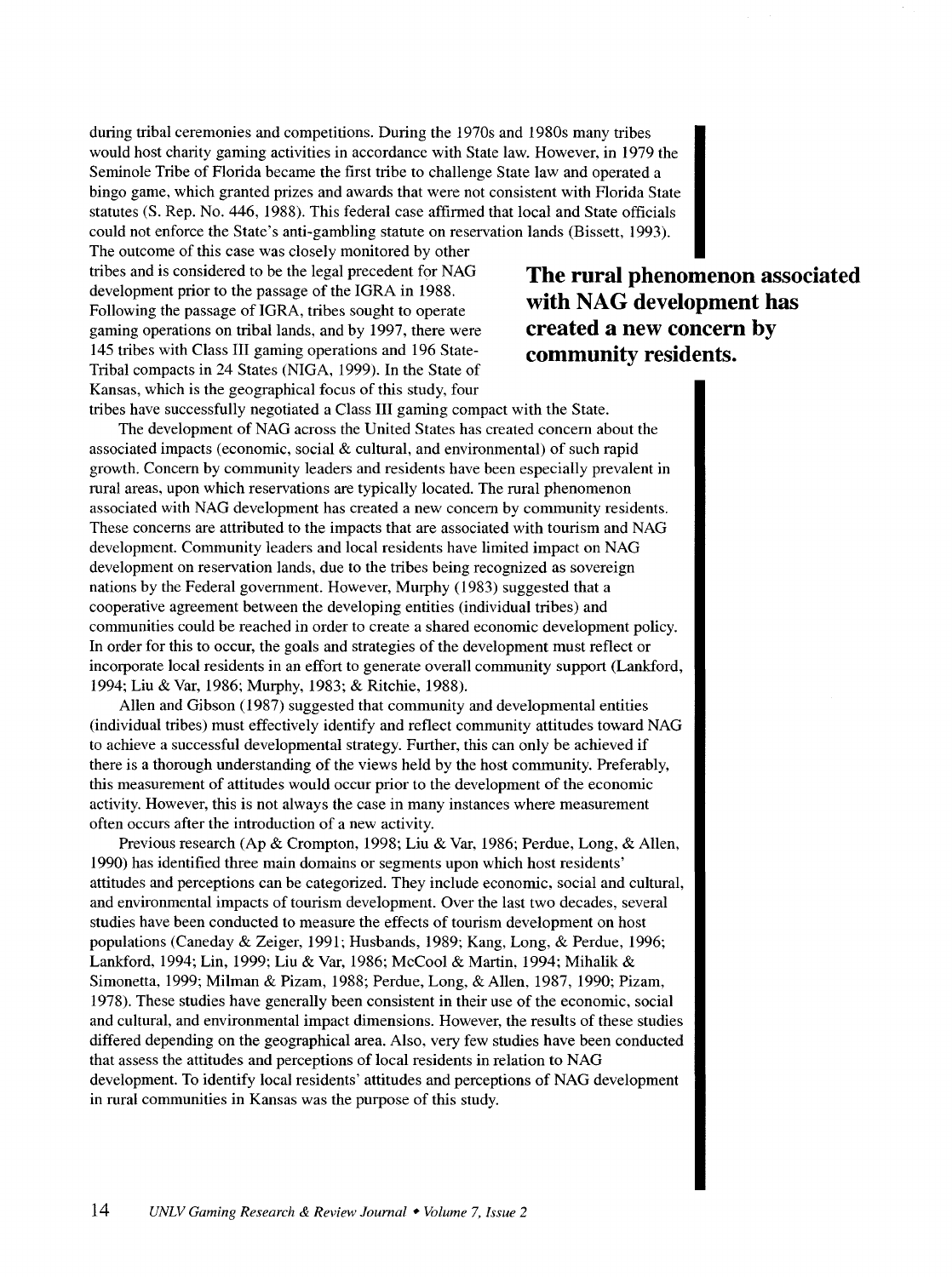during tribal ceremonies and competitions. During the 1970s and 1980s many tribes would host charity gaming activities in accordance with State law. However, in 1979 the Seminole Tribe of Florida became the first tribe to challenge State law and operated a bingo game, which granted prizes and awards that were not consistent with Florida State statutes (S. Rep. No. 446, 1988). This federal case affirmed that local and State officials could not enforce the State's anti-gambling statute on reservation lands (Bissett, 1993). The outcome of this case was closely monitored by other tribes and is considered to be the legal precedent for NAG development prior to the passage of the IGRA in 1988. Following the passage of IGRA, tribes sought to operate gaming operations on tribal lands, and by 1997, there were 145 tribes with Class III gaming operations and 196 State-Tribal compacts in 24 States (NIGA, 1999). In the State of Kansas, which is the geographical focus of this study, four tribes have successfully negotiated a Class III gaming compact with the State.

**The rural phenomenon associated with NAG development has created a new concern by community residents.**

The development of NAG across the United States has created concern about the associated impacts (economic, social & cultural, and environmental) of such rapid growth. Concern by community leaders and residents have been especially prevalent in rural areas, upon which reservations are typically located. The rural phenomenon associated with NAG development has created a new concern by community residents. These concerns are attributed to the impacts that are associated with tourism and NAG development. Community leaders and local residents have limited impact on NAG development on reservation lands, due to the tribes being recognized as sovereign nations by the Federal government. However, Murphy (1983) suggested that a cooperative agreement between the developing entities (individual tribes) and communities could be reached in order to create a shared economic development policy. In order for this to occur, the goals and strategies of the development must reflect or incorporate local residents in an effort to generate overall community support (Lankford, 1994; Liu & Var, 1986; Murphy, 1983; & Ritchie, 1988).

Allen and Gibson (1987) suggested that community and developmental entities (individual tribes) must effectively identify and reflect community attitudes toward NAG to achieve a successful developmental strategy. Further, this can only be achieved if there is a thorough understanding of the views held by the host community. Preferably, this measurement of attitudes would occur prior to the development of the economic activity. However, this is not always the case in many instances where measurement often occurs after the introduction of a new activity.

Previous research (Ap & Crompton, 1998; Liu & Var, 1986; Perdue, Long, & Allen, 1990) has identified three main domains or segments upon which host residents' attitudes and perceptions can be categorized. They include economic, social and cultural, and environmental impacts of tourism development. Over the last two decades, several studies have been conducted to measure the effects of tourism development on host populations (Caneday & Zeiger, 1991; Husbands, 1989; Kang, Long, & Perdue, 1996; Lankford, 1994; Lin, 1999; Liu & Var, 1986; McCool & Martin, 1994; Mihalik & Simonetta, 1999; Milman & Pizam, 1988; Perdue, Long, & Allen, 1987, 1990; Pizam, 1978). These studies have generally been consistent in their use of the economic, social and cultural, and environmental impact dimensions. However, the results of these studies differed depending on the geographical area. Also, very few studies have been conducted that assess the attitudes and perceptions of local residents in relation to NAG development. To identify local residents' attitudes and perceptions of NAG development in rural communities in Kansas was the purpose of this study.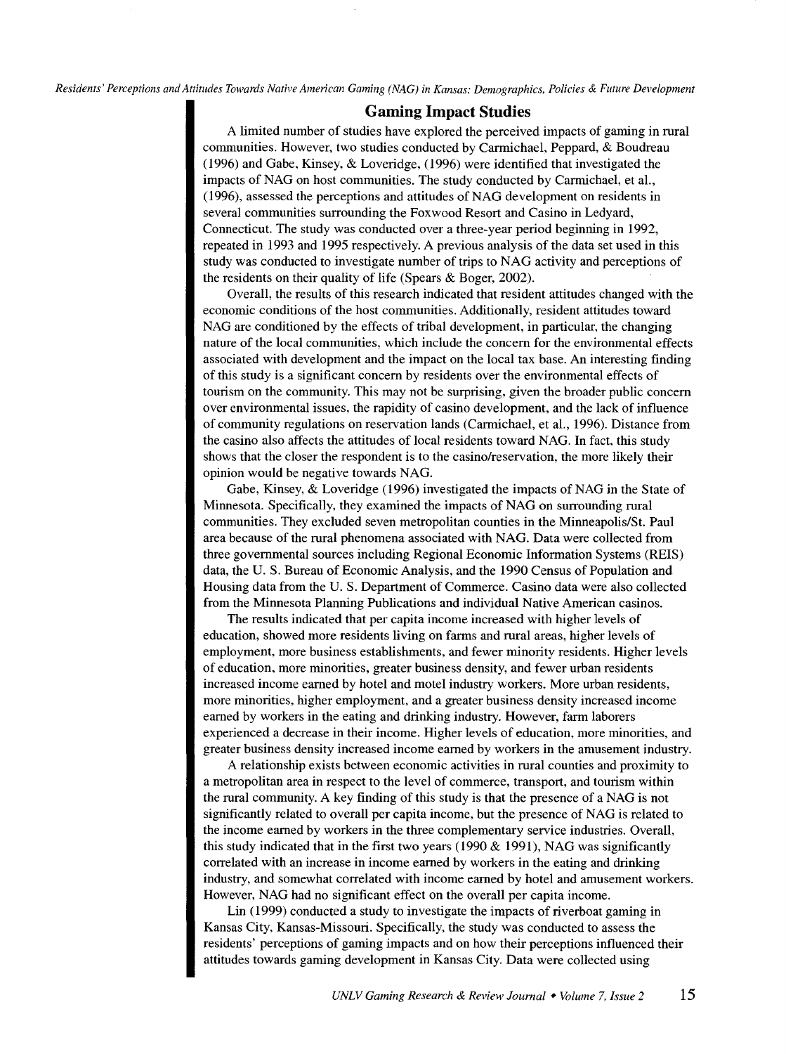## Gaming Impact Studies

A limited number of studies have explored the perceived impacts of gaming in rural communities. However, two studies conducted by Carmichael, Peppard, & Boudreau (1996) and Gabe, Kinsey, & Loveridge, (1996) were identified that investigated the impacts of NAG on host communities. The study conducted by Carmichael, et al., (1996), assessed the perceptions and attitudes of NAG development on residents in several communities surrounding the Foxwood Resort and Casino in Ledyard, Connecticut. The study was conducted over a three-year period beginning in 1992, repeated in 1993 and 1995 respectively. A previous analysis of the data set used in this study was conducted to investigate number of trips to NAG activity and perceptions of the residents on their quality of life (Spears & Boger, 2002).

Overall, the results of this research indicated that resident attitudes changed with the economic conditions of the host communities. Additionally, resident attitudes toward NAG are conditioned by the effects of tribal development, in particular, the changing nature of the local communities, which include the concern for the environmental effects associated with development and the impact on the local tax base. An interesting finding of this study is a significant concern by residents over the environmental effects of tourism on the community. This may not be surprising, given the broader public concern over environmental issues, the rapidity of casino development, and the lack of influence of community regulations on reservation lands (Carmichael, et al., 1996). Distance from the casino also affects the attitudes of local residents toward NAG. In fact, this study shows that the closer the respondent is to the casino/reservation, the more likely their opinion would be negative towards NAG.

Gabe, Kinsey, & Loveridge (1996) investigated the impacts of NAG in the State of Minnesota. Specifically, they examined the impacts of NAG on surrounding rural communities. They excluded seven metropolitan counties in the Minneapolis/St. Paul area because of the rural phenomena associated with NAG. Data were collected from three governmental sources including Regional Economic Information Systems (REIS) data, the U. S. Bureau of Economic Analysis, and the 1990 Census of Population and Housing data from the U. S. Department of Commerce. Casino data were also collected from the Minnesota Planning Publications and individual Native American casinos.

The results indicated that per capita income increased with higher levels of education, showed more residents living on farms and rural areas, higher levels of employment, more business establishments, and fewer minority residents. Higher levels of education, more minorities, greater business density, and fewer urban residents increased income earned by hotel and motel industry workers. More urban residents, more minorities, higher employment, and a greater business density increased income earned by workers in the eating and drinking industry. However, farm laborers experienced a decrease in their income. Higher levels of education, more minorities, and greater business density increased income earned by workers in the amusement industry.

A relationship exists between economic activities in rural counties and proximity to a metropolitan area in respect to the level of commerce, transport, and tourism within the rural community. A key finding of this study is that the presence of a NAG is not significantly related to overall per capita income, but the presence of NAG is related to the income earned by workers in the three complementary service industries. Overall, this study indicated that in the first two years (1990 & 1991), NAG was significantly correlated with an increase in income earned by workers in the eating and drinking industry, and somewhat correlated with income earned by hotel and amusement workers. However, NAG had no significant effect on the overall per capita income.

Lin (1999) conducted a study to investigate the impacts of riverboat gaming in Kansas City, Kansas-Missouri. Specifically, the study was conducted to assess the residents' perceptions of gaming impacts and on how their perceptions influenced their attitudes towards gaming development in Kansas City. Data were collected using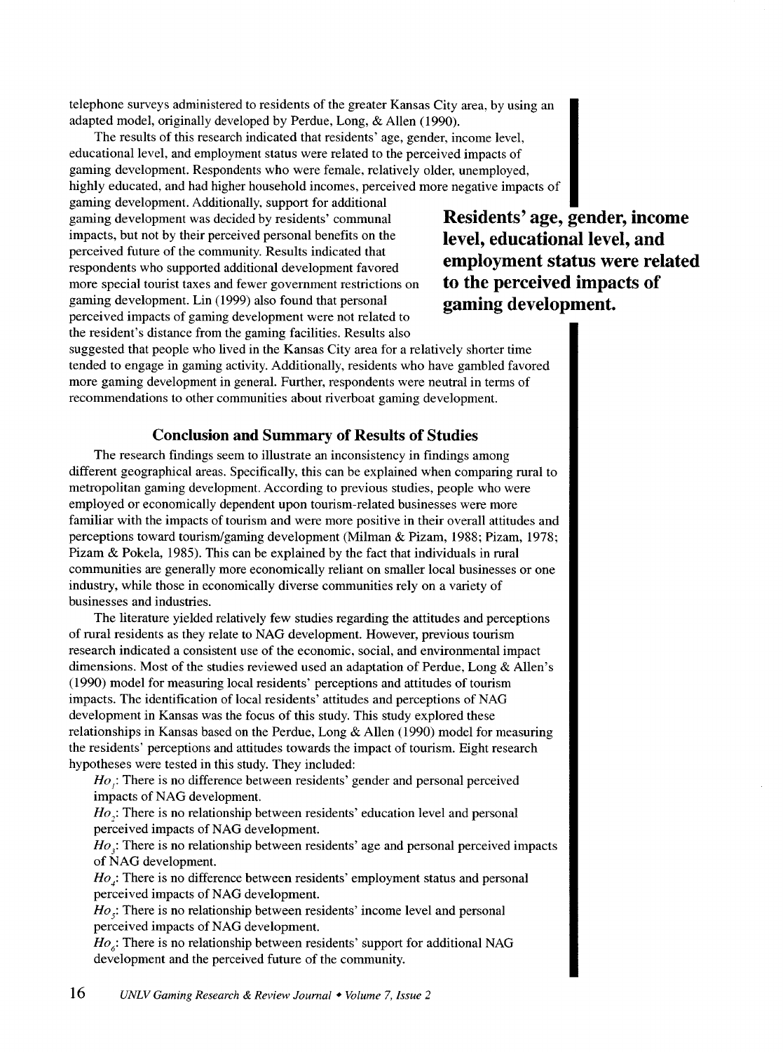telephone surveys administered to residents of the greater Kansas City area, by using an adapted model, originally developed by Perdue, Long, & Allen (1990).

The results of this research indicated that residents' age, gender, income level, educational level, and employment status were related to the perceived impacts of gaming development. Respondents who were female, relatively older, unemployed, highly educated, and had higher household incomes, perceived more negative impacts of gaming development. Additionally, support for additional gaming development was decided by residents' communal impacts, but not by their perceived personal benefits on the perceived future of the community. Results indicated that respondents who supported additional development favored more special tourist taxes and fewer government restrictions on gaming development. Lin (1999) also found that personal perceived impacts of gaming development were not related to the resident's distance from the gaming facilities. Results also suggested that people who lived in the Kansas City area for a relatively shorter time tended to engage in gaming activity. Additionally, residents who have gambled favored more gaming development in general. Further, respondents were neutral in terms of recommendations to other communities about riverboat gaming development.

**Residents' age, gender, income level, educational level, and employment status were related to the perceived impacts of gaming development.**

### Conclusion and Summary of Results of Studies

The research findings seem to illustrate an inconsistency in findings among different geographical areas. Specifically, this can be explained when comparing rural to metropolitan gaming development. According to previous studies, people who were employed or economically dependent upon tourism-related businesses were more familiar with the impacts of tourism and were more positive in their overall attitudes and perceptions toward tourism/gaming development (Milman & Pizam, 1988; Pizam, 1978; Pizam & Pokela, 1985). This can be explained by the fact that individuals in rural communities are generally more economically reliant on smaller local businesses or one industry, while those in economically diverse communities rely on a variety of businesses and industries.

The literature yielded relatively few studies regarding the attitudes and perceptions of rural residents as they relate to NAG development. However, previous tourism research indicated a consistent use of the economic, social, and environmental impact dimensions. Most of the studies reviewed used an adaptation of Perdue, Long & Allen's (1990) model for measuring local residents' perceptions and attitudes of tourism impacts. The identification of local residents' attitudes and perceptions of NAG development in Kansas was the focus of this study. This study explored these relationships in Kansas based on the Perdue, Long & Allen (1990) model for measuring the residents' perceptions and attitudes towards the impact of tourism. Eight research hypotheses were tested in this study. They included:

$Ho_1$: There is no difference between residents' gender and personal perceived impacts of NAG development.

$Ho_2$: There is no relationship between residents' education level and personal perceived impacts of NAG development.

$Ho_3$: There is no relationship between residents' age and personal perceived impacts of NAG development.

$Ho_4$: There is no difference between residents' employment status and personal perceived impacts of NAG development.

$Ho_5$: There is no relationship between residents' income level and personal perceived impacts of NAG development.

$Ho_6$: There is no relationship between residents' support for additional NAG development and the perceived future of the community.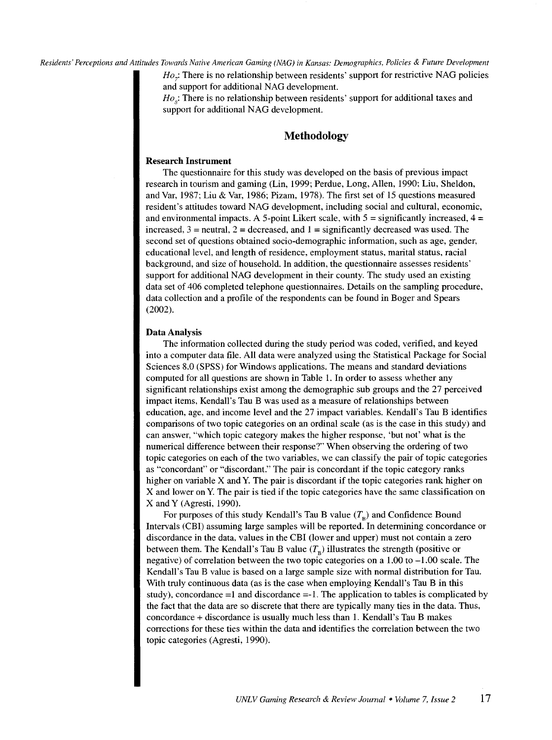$Ho_7$: There is no relationship between residents' support for restrictive NAG policies and support for additional NAG development.

$Ho_8$: There is no relationship between residents' support for additional taxes and support for additional NAG development.

## Methodology

### Research Instrument

The questionnaire for this study was developed on the basis of previous impact research in tourism and gaming (Lin, 1999; Perdue, Long, Allen, 1990; Liu, Sheldon, and Var, 1987; Liu & Var, 1986; Pizam, 1978). The first set of 15 questions measured resident's attitudes toward NAG development, including social and cultural, economic, and environmental impacts. A 5-point Likert scale, with 5 = significantly increased, 4 = increased, 3 = neutral, 2 = decreased, and 1 = significantly decreased was used. The second set of questions obtained socio-demographic information, such as age, gender, educational level, and length of residence, employment status, marital status, racial background, and size of household. In addition, the questionnaire assesses residents' support for additional NAG development in their county. The study used an existing data set of 406 completed telephone questionnaires. Details on the sampling procedure, data collection and a profile of the respondents can be found in Boger and Spears (2002).

### Data Analysis

The information collected during the study period was coded, verified, and keyed into a computer data file. All data were analyzed using the Statistical Package for Social Sciences 8.0 (SPSS) for Windows applications. The means and standard deviations computed for all questions are shown in Table 1. In order to assess whether any significant relationships exist among the demographic sub groups and the 27 perceived impact items, Kendall's Tau B was used as a measure of relationships between education, age, and income level and the 27 impact variables. Kendall's Tau B identifies comparisons of two topic categories on an ordinal scale (as is the case in this study) and can answer, "which topic category makes the higher response, 'but not' what is the numerical difference between their response?" When observing the ordering of two topic categories on each of the two variables, we can classify the pair of topic categories as "concordant" or "discordant." The pair is concordant if the topic category ranks higher on variable X and Y. The pair is discordant if the topic categories rank higher on X and lower on Y. The pair is tied if the topic categories have the same classification on X and Y (Agresti, 1990).

For purposes of this study Kendall's Tau B value ($T_B$) and Confidence Bound Intervals (CBI) assuming large samples will be reported. In determining concordance or discordance in the data, values in the CBI (lower and upper) must not contain a zero between them. The Kendall's Tau B value ($T_B$) illustrates the strength (positive or negative) of correlation between the two topic categories on a 1.00 to –1.00 scale. The Kendall's Tau B value is based on a large sample size with normal distribution for Tau. With truly continuous data (as is the case when employing Kendall's Tau B in this study), concordance =1 and discordance =-1. The application to tables is complicated by the fact that the data are so discrete that there are typically many ties in the data. Thus, concordance + discordance is usually much less than 1. Kendall's Tau B makes corrections for these ties within the data and identifies the correlation between the two topic categories (Agresti, 1990).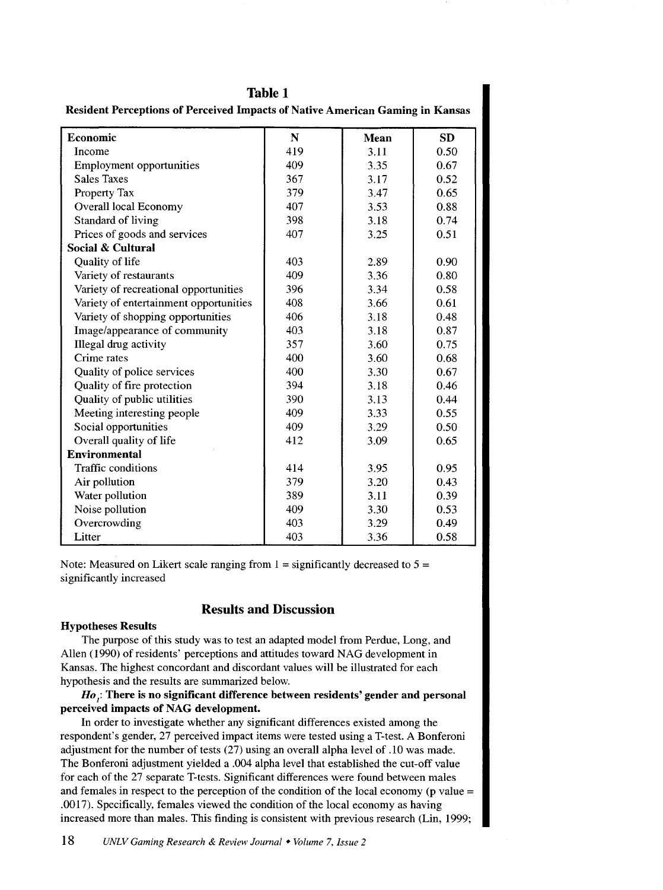**Table 1**

**Resident Perceptions of Perceived Impacts of Native American Gaming in Kansas**

| | N | Mean | SD |
|---|---|---|---|
| **Economic** | | | |
| Income | 419 | 3.11 | 0.50 |
| Employment opportunities | 409 | 3.35 | 0.67 |
| Sales Taxes | 367 | 3.17 | 0.52 |
| Property Tax | 379 | 3.47 | 0.65 |
| Overall local Economy | 407 | 3.53 | 0.88 |
| Standard of living | 398 | 3.18 | 0.74 |
| Prices of goods and services | 407 | 3.25 | 0.51 |
| **Social & Cultural** | | | |
| Quality of life | 403 | 2.89 | 0.90 |
| Variety of restaurants | 409 | 3.36 | 0.80 |
| Variety of recreational opportunities | 396 | 3.34 | 0.58 |
| Variety of entertainment opportunities | 408 | 3.66 | 0.61 |
| Variety of shopping opportunities | 406 | 3.18 | 0.48 |
| Image/appearance of community | 403 | 3.18 | 0.87 |
| Illegal drug activity | 357 | 3.60 | 0.75 |
| Crime rates | 400 | 3.60 | 0.68 |
| Quality of police services | 400 | 3.30 | 0.67 |
| Quality of fire protection | 394 | 3.18 | 0.46 |
| Quality of public utilities | 390 | 3.13 | 0.44 |
| Meeting interesting people | 409 | 3.33 | 0.55 |
| Social opportunities | 409 | 3.29 | 0.50 |
| Overall quality of life | 412 | 3.09 | 0.65 |
| **Environmental** | | | |
| Traffic conditions | 414 | 3.95 | 0.95 |
| Air pollution | 379 | 3.20 | 0.43 |
| Water pollution | 389 | 3.11 | 0.39 |
| Noise pollution | 409 | 3.30 | 0.53 |
| Overcrowding | 403 | 3.29 | 0.49 |
| Litter | 403 | 3.36 | 0.58 |

Note: Measured on Likert scale ranging from 1 = significantly decreased to 5 = significantly increased

## Results and Discussion

### Hypotheses Results

The purpose of this study was to test an adapted model from Perdue, Long, and Allen (1990) of residents' perceptions and attitudes toward NAG development in Kansas. The highest concordant and discordant values will be illustrated for each hypothesis and the results are summarized below.

***$Ho_1$*: There is no significant difference between residents' gender and personal perceived impacts of NAG development.**

In order to investigate whether any significant differences existed among the respondent's gender, 27 perceived impact items were tested using a T-test. A Bonferoni adjustment for the number of tests (27) using an overall alpha level of .10 was made. The Bonferoni adjustment yielded a .004 alpha level that established the cut-off value for each of the 27 separate T-tests. Significant differences were found between males and females in respect to the perception of the condition of the local economy (p value = .0017). Specifically, females viewed the condition of the local economy as having increased more than males. This finding is consistent with previous research (Lin, 1999;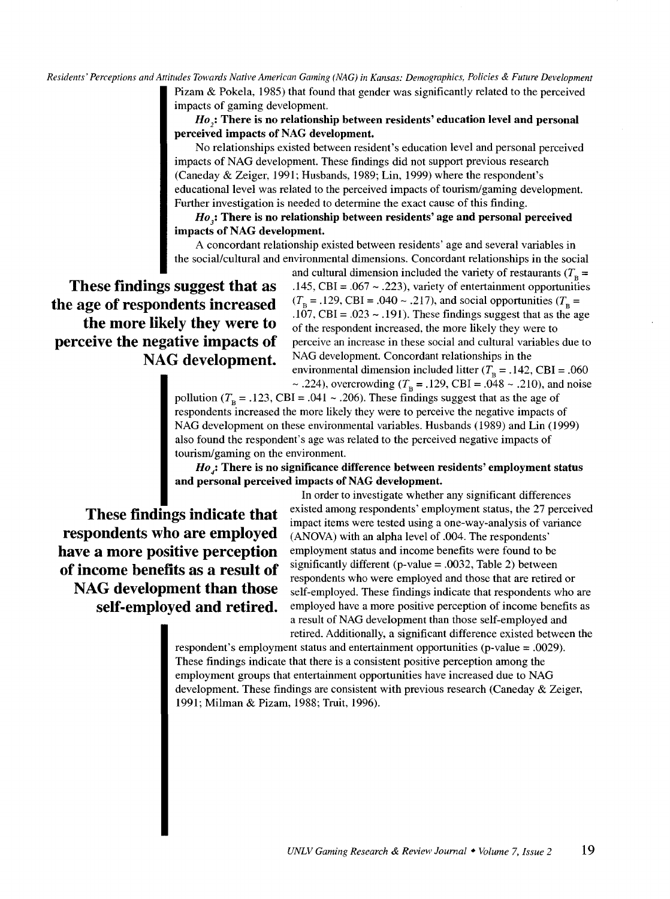Pizam & Pokela, 1985) that found that gender was significantly related to the perceived impacts of gaming development.

***$Ho_2$*: There is no relationship between residents' education level and personal perceived impacts of NAG development.**

No relationships existed between resident's education level and personal perceived impacts of NAG development. These findings did not support previous research (Caneday & Zeiger, 1991; Husbands, 1989; Lin, 1999) where the respondent's educational level was related to the perceived impacts of tourism/gaming development. Further investigation is needed to determine the exact cause of this finding.

***$Ho_3$*: There is no relationship between residents' age and personal perceived impacts of NAG development.**

A concordant relationship existed between residents' age and several variables in the social/cultural and environmental dimensions. Concordant relationships in the social and cultural dimension included the variety of restaurants ($T_B$ = .145, CBI = .067 ~ .223), variety of entertainment opportunities ($T_B$ = .129, CBI = .040 ~ .217), and social opportunities ($T_B$ = .107, CBI = .023 ~ .191). These findings suggest that as the age of the respondent increased, the more likely they were to perceive an increase in these social and cultural variables due to NAG development. Concordant relationships in the environmental dimension included litter ($T_B$ = .142, CBI = .060 ~ .224), overcrowding ($T_B$ = .129, CBI = .048 ~ .210), and noise pollution ($T_B$ = .123, CBI = .041 ~ .206). These findings suggest that as the age of respondents increased the more likely they were to perceive the negative impacts of NAG development on these environmental variables. Husbands (1989) and Lin (1999) also found the respondent's age was related to the perceived negative impacts of tourism/gaming on the environment.

**These findings suggest that as the age of respondents increased the more likely they were to perceive the negative impacts of NAG development.**

***$Ho_4$*: There is no significance difference between residents' employment status and personal perceived impacts of NAG development.**

In order to investigate whether any significant differences existed among respondents' employment status, the 27 perceived impact items were tested using a one-way-analysis of variance (ANOVA) with an alpha level of .004. The respondents' employment status and income benefits were found to be significantly different (p-value = .0032, Table 2) between respondents who were employed and those that are retired or self-employed. These findings indicate that respondents who are employed have a more positive perception of income benefits as a result of NAG development than those self-employed and retired. Additionally, a significant difference existed between the respondent's employment status and entertainment opportunities (p-value = .0029). These findings indicate that there is a consistent positive perception among the employment groups that entertainment opportunities have increased due to NAG development. These findings are consistent with previous research (Caneday & Zeiger, 1991; Milman & Pizam, 1988; Truit, 1996).

**These findings indicate that respondents who are employed have a more positive perception of income benefits as a result of NAG development than those self-employed and retired.**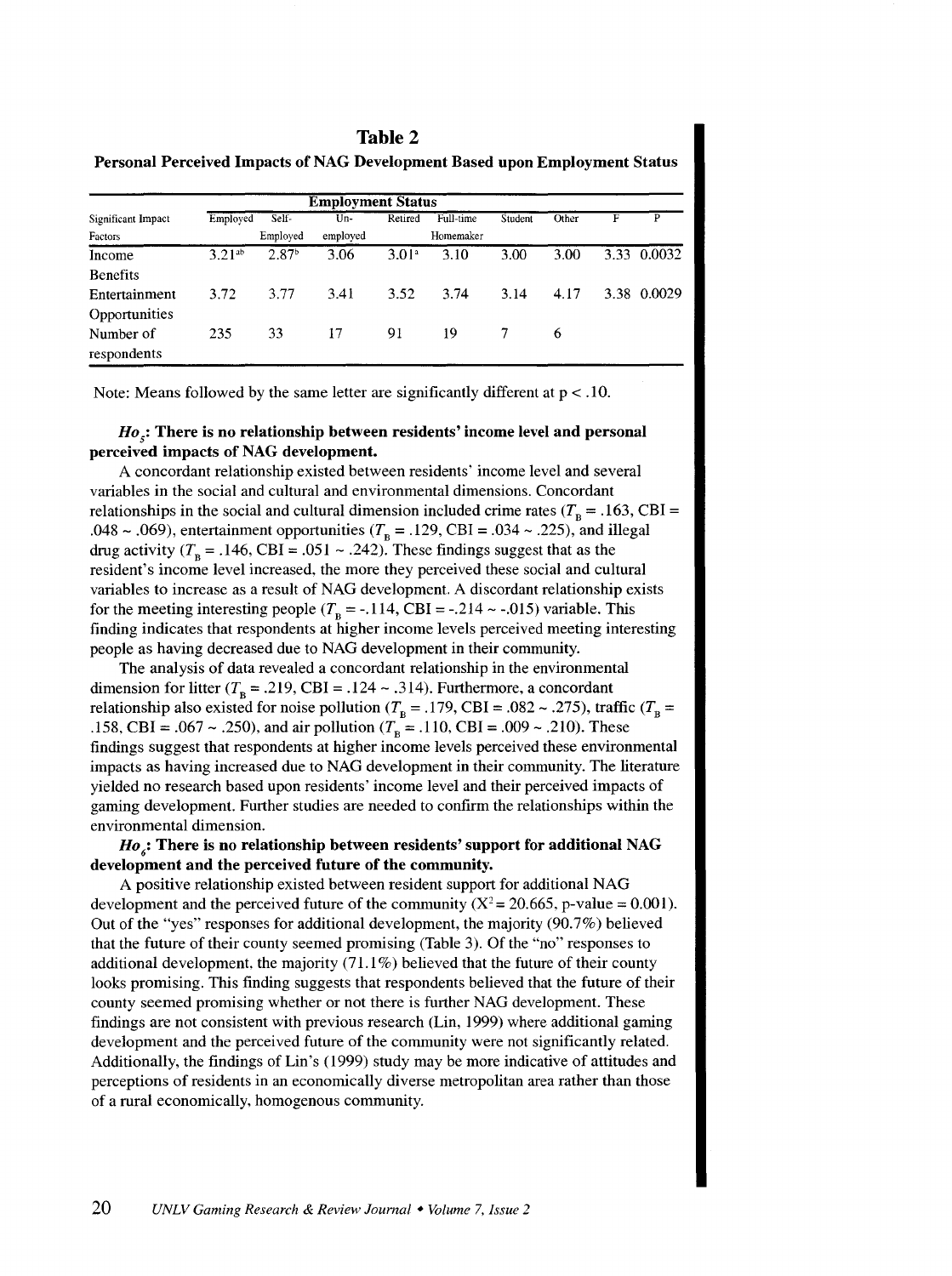**Table 2**

**Personal Perceived Impacts of NAG Development Based upon Employment Status**

| Significant Impact Factors | Employment Status | | | | | | | | |
|---|---|---|---|---|---|---|---|---|---|
| | Employed | Self-Employed | Un-employed | Retired | Full-time Homemaker | Student | Other | F | P |
| Income Benefits | 3.21[ab] | 2.87[b] | 3.06 | 3.01[a] | 3.10 | 3.00 | 3.00 | 3.33 | 0.0032 |
| Entertainment Opportunities | 3.72 | 3.77 | 3.41 | 3.52 | 3.74 | 3.14 | 4.17 | 3.38 | 0.0029 |
| Number of respondents | 235 | 33 | 17 | 91 | 19 | 7 | 6 | | |

Note: Means followed by the same letter are significantly different at $p < .10$.

***$Ho_5$*: There is no relationship between residents' income level and personal perceived impacts of NAG development.**

A concordant relationship existed between residents' income level and several variables in the social and cultural and environmental dimensions. Concordant relationships in the social and cultural dimension included crime rates ($T_B = .163$, CBI = .048 ~ .069), entertainment opportunities ($T_B = .129$, CBI = .034 ~ .225), and illegal drug activity ($T_B = .146$, CBI = .051 ~ .242). These findings suggest that as the resident's income level increased, the more they perceived these social and cultural variables to increase as a result of NAG development. A discordant relationship exists for the meeting interesting people ($T_B = -.114$, CBI = -.214 ~ -.015) variable. This finding indicates that respondents at higher income levels perceived meeting interesting people as having decreased due to NAG development in their community.

The analysis of data revealed a concordant relationship in the environmental dimension for litter ($T_B = .219$, CBI = .124 ~ .314). Furthermore, a concordant relationship also existed for noise pollution ($T_B = .179$, CBI = .082 ~ .275), traffic ($T_B = .158$, CBI = .067 ~ .250), and air pollution ($T_B = .110$, CBI = .009 ~ .210). These findings suggest that respondents at higher income levels perceived these environmental impacts as having increased due to NAG development in their community. The literature yielded no research based upon residents' income level and their perceived impacts of gaming development. Further studies are needed to confirm the relationships within the environmental dimension.

***$Ho_6$*: There is no relationship between residents' support for additional NAG development and the perceived future of the community.**

A positive relationship existed between resident support for additional NAG development and the perceived future of the community ($X^2 = 20.665$, p-value = 0.001). Out of the "yes" responses for additional development, the majority (90.7%) believed that the future of their county seemed promising (Table 3). Of the "no" responses to additional development, the majority (71.1%) believed that the future of their county looks promising. This finding suggests that respondents believed that the future of their county seemed promising whether or not there is further NAG development. These findings are not consistent with previous research (Lin, 1999) where additional gaming development and the perceived future of the community were not significantly related. Additionally, the findings of Lin's (1999) study may be more indicative of attitudes and perceptions of residents in an economically diverse metropolitan area rather than those of a rural economically, homogenous community.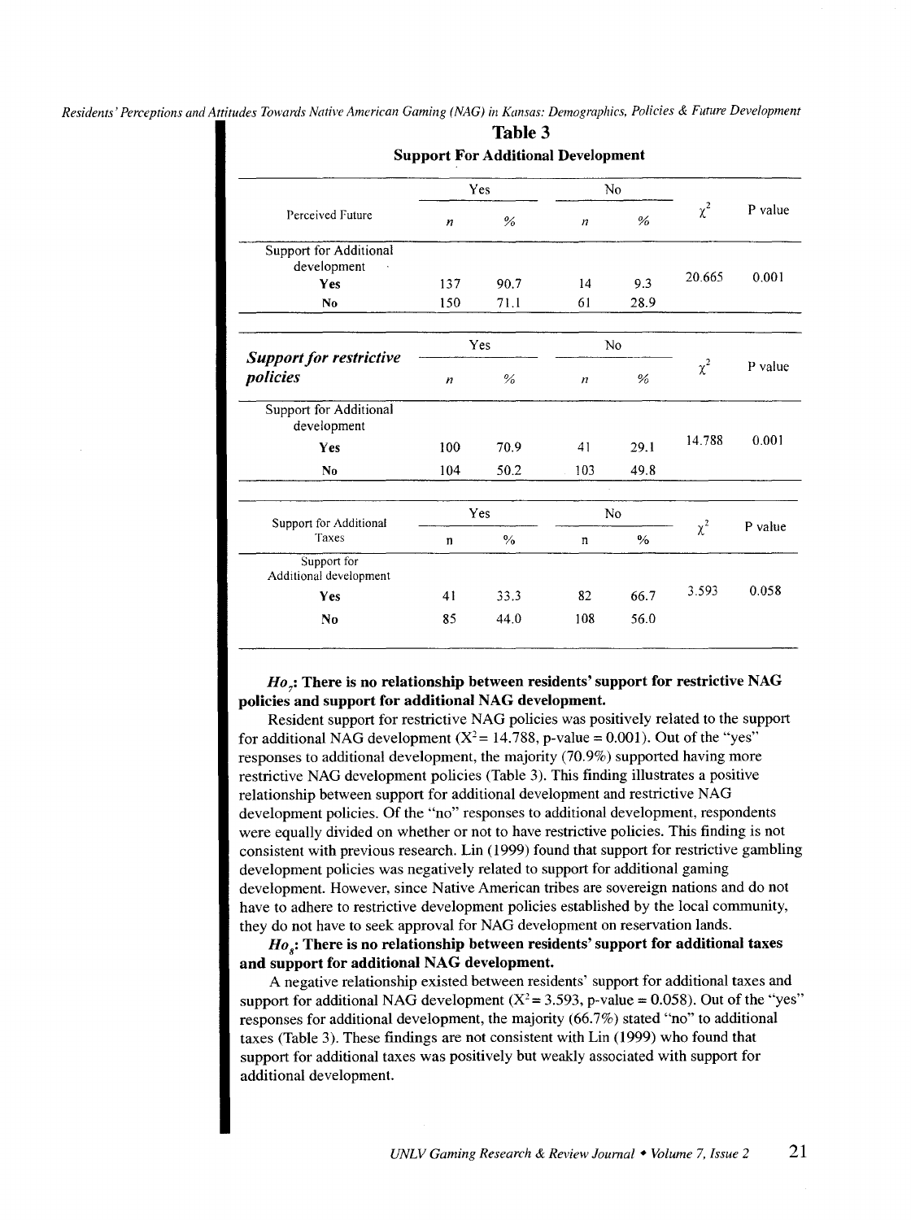**Table 3**

**Support For Additional Development**

| Perceived Future | Yes | | No | | $\chi^2$ | P value |
|---|---|---|---|---|---|---|
| | *n* | % | *n* | % | | |
| Support for Additional development | | | | | | |
| **Yes** | 137 | 90.7 | 14 | 9.3 | 20.665 | 0.001 |
| **No** | 150 | 71.1 | 61 | 28.9 | | |

| ***Support for restrictive policies*** | Yes | | No | | $\chi^2$ | P value |
|---|---|---|---|---|---|---|
| | *n* | % | *n* | % | | |
| Support for Additional development | | | | | | |
| **Yes** | 100 | 70.9 | 41 | 29.1 | 14.788 | 0.001 |
| **No** | 104 | 50.2 | 103 | 49.8 | | |

| Support for Additional Taxes | Yes | | No | | $\chi^2$ | P value |
|---|---|---|---|---|---|---|
| | n | % | n | % | | |
| Support for Additional development | | | | | | |
| **Yes** | 41 | 33.3 | 82 | 66.7 | 3.593 | 0.058 |
| **No** | 85 | 44.0 | 108 | 56.0 | | |

***$Ho_7$*: There is no relationship between residents' support for restrictive NAG policies and support for additional NAG development.**

Resident support for restrictive NAG policies was positively related to the support for additional NAG development ($X^2 = 14.788$, p-value = 0.001). Out of the "yes" responses to additional development, the majority (70.9%) supported having more restrictive NAG development policies (Table 3). This finding illustrates a positive relationship between support for additional development and restrictive NAG development policies. Of the "no" responses to additional development, respondents were equally divided on whether or not to have restrictive policies. This finding is not consistent with previous research. Lin (1999) found that support for restrictive gambling development policies was negatively related to support for additional gaming development. However, since Native American tribes are sovereign nations and do not have to adhere to restrictive development policies established by the local community, they do not have to seek approval for NAG development on reservation lands.

***$Ho_8$*: There is no relationship between residents' support for additional taxes and support for additional NAG development.**

A negative relationship existed between residents' support for additional taxes and support for additional NAG development ($X^2 = 3.593$, p-value = 0.058). Out of the "yes" responses for additional development, the majority (66.7%) stated "no" to additional taxes (Table 3). These findings are not consistent with Lin (1999) who found that support for additional taxes was positively but weakly associated with support for additional development.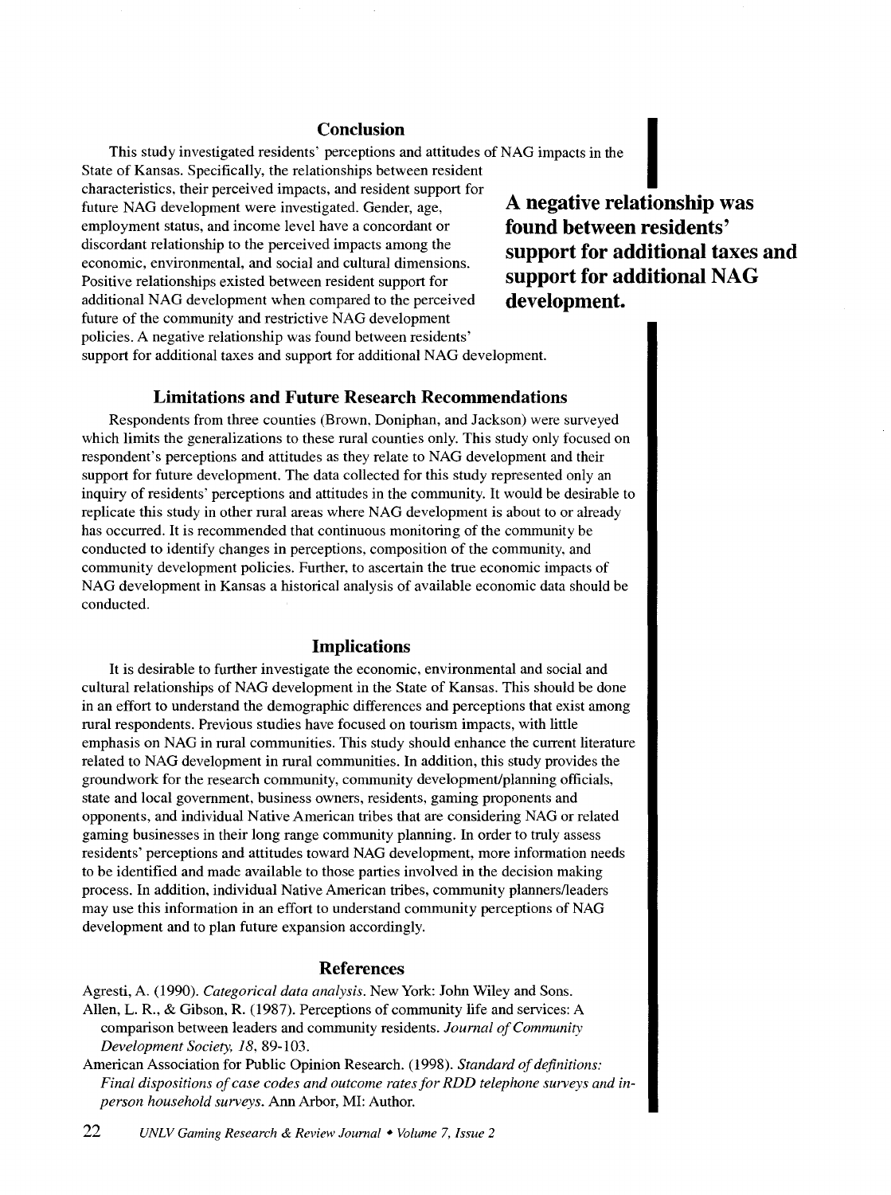## Conclusion

This study investigated residents' perceptions and attitudes of NAG impacts in the State of Kansas. Specifically, the relationships between resident characteristics, their perceived impacts, and resident support for future NAG development were investigated. Gender, age, employment status, and income level have a concordant or discordant relationship to the perceived impacts among the economic, environmental, and social and cultural dimensions. Positive relationships existed between resident support for additional NAG development when compared to the perceived future of the community and restrictive NAG development policies. A negative relationship was found between residents' support for additional taxes and support for additional NAG development.

**A negative relationship was found between residents' support for additional taxes and support for additional NAG development.**

## Limitations and Future Research Recommendations

Respondents from three counties (Brown, Doniphan, and Jackson) were surveyed which limits the generalizations to these rural counties only. This study only focused on respondent's perceptions and attitudes as they relate to NAG development and their support for future development. The data collected for this study represented only an inquiry of residents' perceptions and attitudes in the community. It would be desirable to replicate this study in other rural areas where NAG development is about to or already has occurred. It is recommended that continuous monitoring of the community be conducted to identify changes in perceptions, composition of the community, and community development policies. Further, to ascertain the true economic impacts of NAG development in Kansas a historical analysis of available economic data should be conducted.

## Implications

It is desirable to further investigate the economic, environmental and social and cultural relationships of NAG development in the State of Kansas. This should be done in an effort to understand the demographic differences and perceptions that exist among rural respondents. Previous studies have focused on tourism impacts, with little emphasis on NAG in rural communities. This study should enhance the current literature related to NAG development in rural communities. In addition, this study provides the groundwork for the research community, community development/planning officials, state and local government, business owners, residents, gaming proponents and opponents, and individual Native American tribes that are considering NAG or related gaming businesses in their long range community planning. In order to truly assess residents' perceptions and attitudes toward NAG development, more information needs to be identified and made available to those parties involved in the decision making process. In addition, individual Native American tribes, community planners/leaders may use this information in an effort to understand community perceptions of NAG development and to plan future expansion accordingly.

## References

Agresti, A. (1990). *Categorical data analysis*. New York: John Wiley and Sons.

Allen, L. R., & Gibson, R. (1987). Perceptions of community life and services: A comparison between leaders and community residents. *Journal of Community Development Society, 18*, 89-103.

American Association for Public Opinion Research. (1998). *Standard of definitions: Final dispositions of case codes and outcome rates for RDD telephone surveys and in-person household surveys*. Ann Arbor, MI: Author.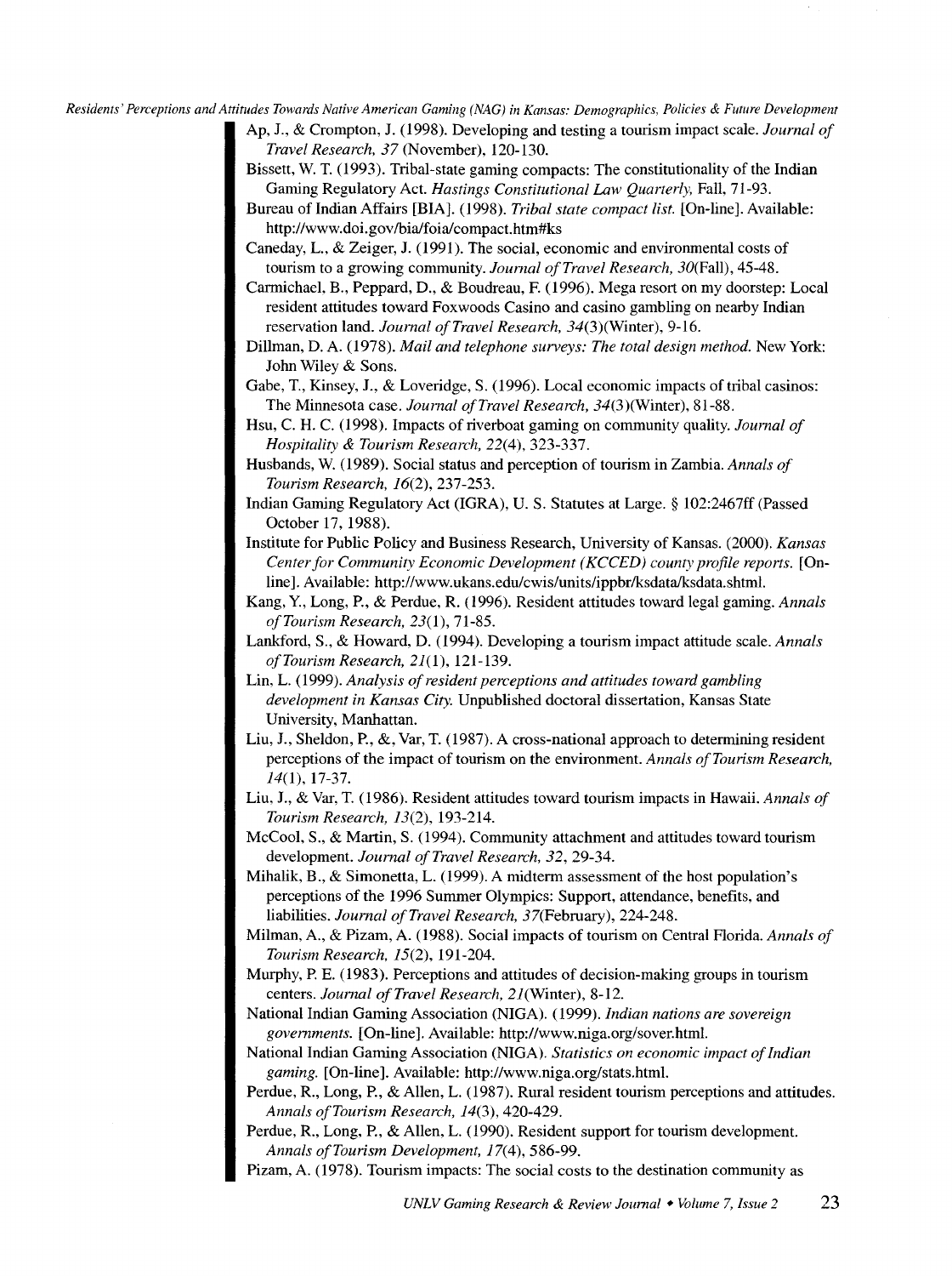Ap, J., & Crompton, J. (1998). Developing and testing a tourism impact scale. *Journal of Travel Research, 37* (November), 120-130.

Bissett, W. T. (1993). Tribal-state gaming compacts: The constitutionality of the Indian Gaming Regulatory Act. *Hastings Constitutional Law Quarterly*, Fall, 71-93.

Bureau of Indian Affairs [BIA]. (1998). *Tribal state compact list.* [On-line]. Available: http://www.doi.gov/bia/foia/compact.htm#ks

Caneday, L., & Zeiger, J. (1991). The social, economic and environmental costs of tourism to a growing community. *Journal of Travel Research, 30*(Fall), 45-48.

Carmichael, B., Peppard, D., & Boudreau, F. (1996). Mega resort on my doorstep: Local resident attitudes toward Foxwoods Casino and casino gambling on nearby Indian reservation land. *Journal of Travel Research, 34*(3)(Winter), 9-16.

Dillman, D. A. (1978). *Mail and telephone surveys: The total design method.* New York: John Wiley & Sons.

Gabe, T., Kinsey, J., & Loveridge, S. (1996). Local economic impacts of tribal casinos: The Minnesota case. *Journal of Travel Research, 34*(3)(Winter), 81-88.

Hsu, C. H. C. (1998). Impacts of riverboat gaming on community quality. *Journal of Hospitality & Tourism Research, 22*(4), 323-337.

Husbands, W. (1989). Social status and perception of tourism in Zambia. *Annals of Tourism Research, 16*(2), 237-253.

Indian Gaming Regulatory Act (IGRA), U. S. Statutes at Large. § 102:2467ff (Passed October 17, 1988).

Institute for Public Policy and Business Research, University of Kansas. (2000). *Kansas Center for Community Economic Development (KCCED) county profile reports.* [On-line]. Available: http://www.ukans.edu/cwis/units/ippbr/ksdata/ksdata.shtml.

Kang, Y., Long, P., & Perdue, R. (1996). Resident attitudes toward legal gaming. *Annals of Tourism Research, 23*(1), 71-85.

Lankford, S., & Howard, D. (1994). Developing a tourism impact attitude scale. *Annals of Tourism Research, 21*(1), 121-139.

Lin, L. (1999). *Analysis of resident perceptions and attitudes toward gambling development in Kansas City.* Unpublished doctoral dissertation, Kansas State University, Manhattan.

Liu, J., Sheldon, P., &, Var, T. (1987). A cross-national approach to determining resident perceptions of the impact of tourism on the environment. *Annals of Tourism Research, 14*(1), 17-37.

Liu, J., & Var, T. (1986). Resident attitudes toward tourism impacts in Hawaii. *Annals of Tourism Research, 13*(2), 193-214.

McCool, S., & Martin, S. (1994). Community attachment and attitudes toward tourism development. *Journal of Travel Research, 32*, 29-34.

Mihalik, B., & Simonetta, L. (1999). A midterm assessment of the host population's perceptions of the 1996 Summer Olympics: Support, attendance, benefits, and liabilities. *Journal of Travel Research, 37*(February), 224-248.

Milman, A., & Pizam, A. (1988). Social impacts of tourism on Central Florida. *Annals of Tourism Research, 15*(2), 191-204.

Murphy, P. E. (1983). Perceptions and attitudes of decision-making groups in tourism centers. *Journal of Travel Research, 21*(Winter), 8-12.

National Indian Gaming Association (NIGA). (1999). *Indian nations are sovereign governments.* [On-line]. Available: http://www.niga.org/sover.html.

National Indian Gaming Association (NIGA). *Statistics on economic impact of Indian gaming.* [On-line]. Available: http://www.niga.org/stats.html.

Perdue, R., Long, P., & Allen, L. (1987). Rural resident tourism perceptions and attitudes. *Annals of Tourism Research, 14*(3), 420-429.

Perdue, R., Long, P., & Allen, L. (1990). Resident support for tourism development. *Annals of Tourism Development, 17*(4), 586-99.

Pizam, A. (1978). Tourism impacts: The social costs to the destination community as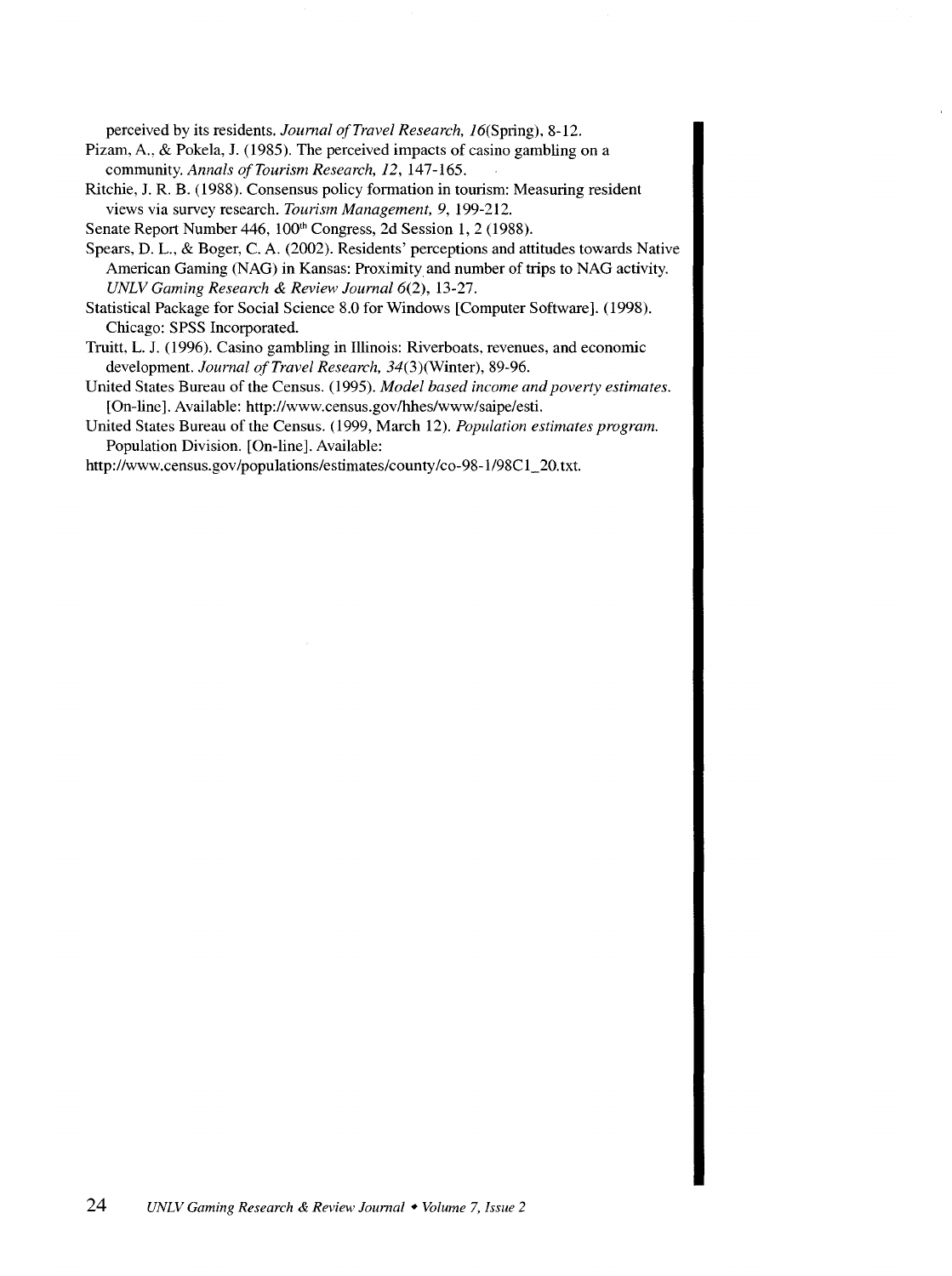perceived by its residents. *Journal of Travel Research, 16*(Spring), 8-12.

Pizam, A., & Pokela, J. (1985). The perceived impacts of casino gambling on a community. *Annals of Tourism Research, 12*, 147-165.

Ritchie, J. R. B. (1988). Consensus policy formation in tourism: Measuring resident views via survey research. *Tourism Management, 9*, 199-212.

Senate Report Number 446, 100th Congress, 2d Session 1, 2 (1988).

Spears, D. L., & Boger, C. A. (2002). Residents' perceptions and attitudes towards Native American Gaming (NAG) in Kansas: Proximity and number of trips to NAG activity. *UNLV Gaming Research & Review Journal 6*(2), 13-27.

Statistical Package for Social Science 8.0 for Windows [Computer Software]. (1998). Chicago: SPSS Incorporated.

Truitt, L. J. (1996). Casino gambling in Illinois: Riverboats, revenues, and economic development. *Journal of Travel Research, 34*(3)(Winter), 89-96.

United States Bureau of the Census. (1995). *Model based income and poverty estimates.* [On-line]. Available: http://www.census.gov/hhes/www/saipe/esti.

United States Bureau of the Census. (1999, March 12). *Population estimates program.* Population Division. [On-line]. Available: http://www.census.gov/populations/estimates/county/co-98-1/98C1_20.txt.